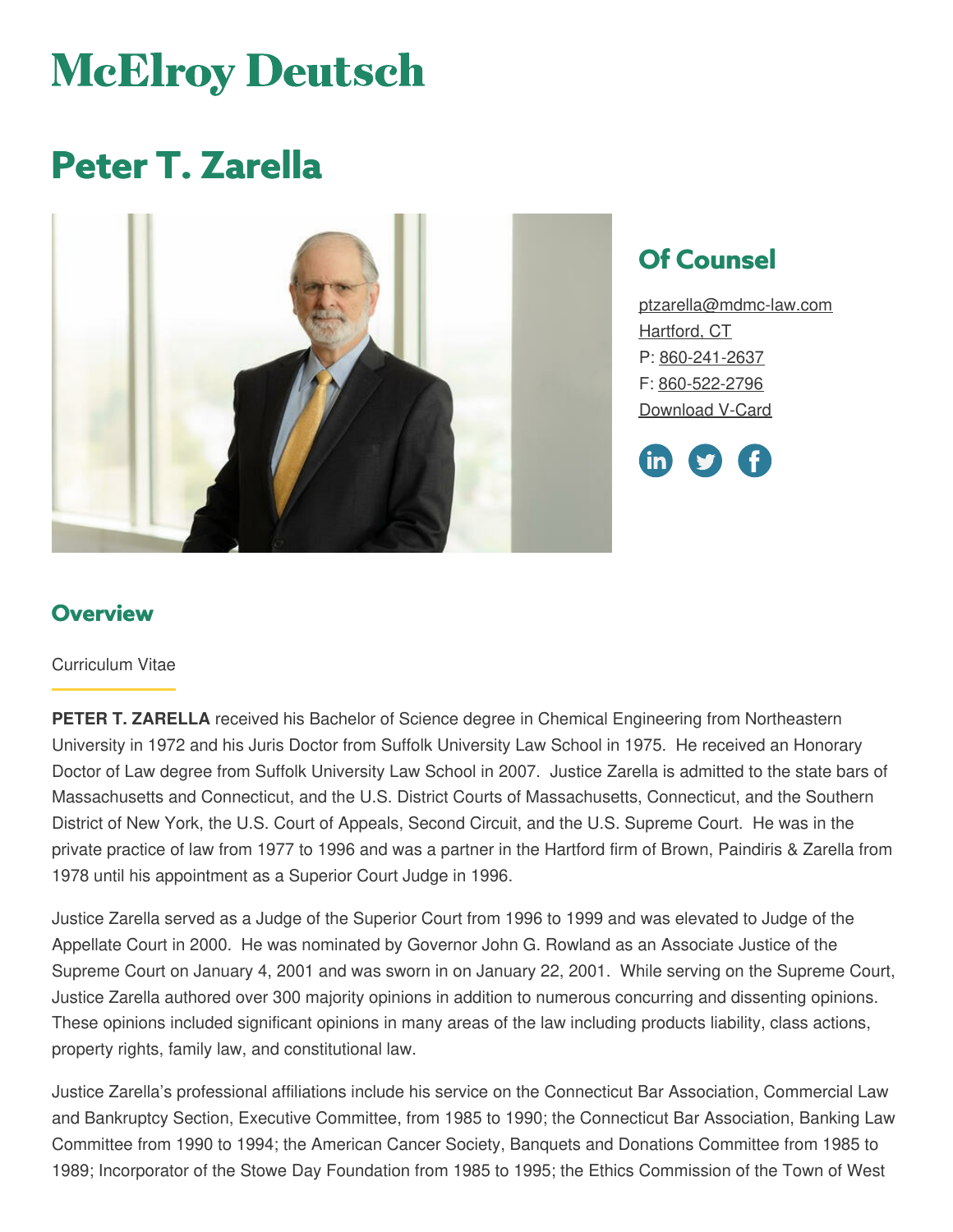# McElroy Deutsch

# Peter T. Zarella

## Of Counsel

ptzarella@mdmc-law.com
Hartford, CT
P: 860-241-2637
F: 860-522-2796
Download V-Card

## Overview

Curriculum Vitae

**PETER T. ZARELLA** received his Bachelor of Science degree in Chemical Engineering from Northeastern University in 1972 and his Juris Doctor from Suffolk University Law School in 1975. He received an Honorary Doctor of Law degree from Suffolk University Law School in 2007. Justice Zarella is admitted to the state bars of Massachusetts and Connecticut, and the U.S. District Courts of Massachusetts, Connecticut, and the Southern District of New York, the U.S. Court of Appeals, Second Circuit, and the U.S. Supreme Court. He was in the private practice of law from 1977 to 1996 and was a partner in the Hartford firm of Brown, Paindiris & Zarella from 1978 until his appointment as a Superior Court Judge in 1996.

Justice Zarella served as a Judge of the Superior Court from 1996 to 1999 and was elevated to Judge of the Appellate Court in 2000. He was nominated by Governor John G. Rowland as an Associate Justice of the Supreme Court on January 4, 2001 and was sworn in on January 22, 2001. While serving on the Supreme Court, Justice Zarella authored over 300 majority opinions in addition to numerous concurring and dissenting opinions. These opinions included significant opinions in many areas of the law including products liability, class actions, property rights, family law, and constitutional law.

Justice Zarella's professional affiliations include his service on the Connecticut Bar Association, Commercial Law and Bankruptcy Section, Executive Committee, from 1985 to 1990; the Connecticut Bar Association, Banking Law Committee from 1990 to 1994; the American Cancer Society, Banquets and Donations Committee from 1985 to 1989; Incorporator of the Stowe Day Foundation from 1985 to 1995; the Ethics Commission of the Town of West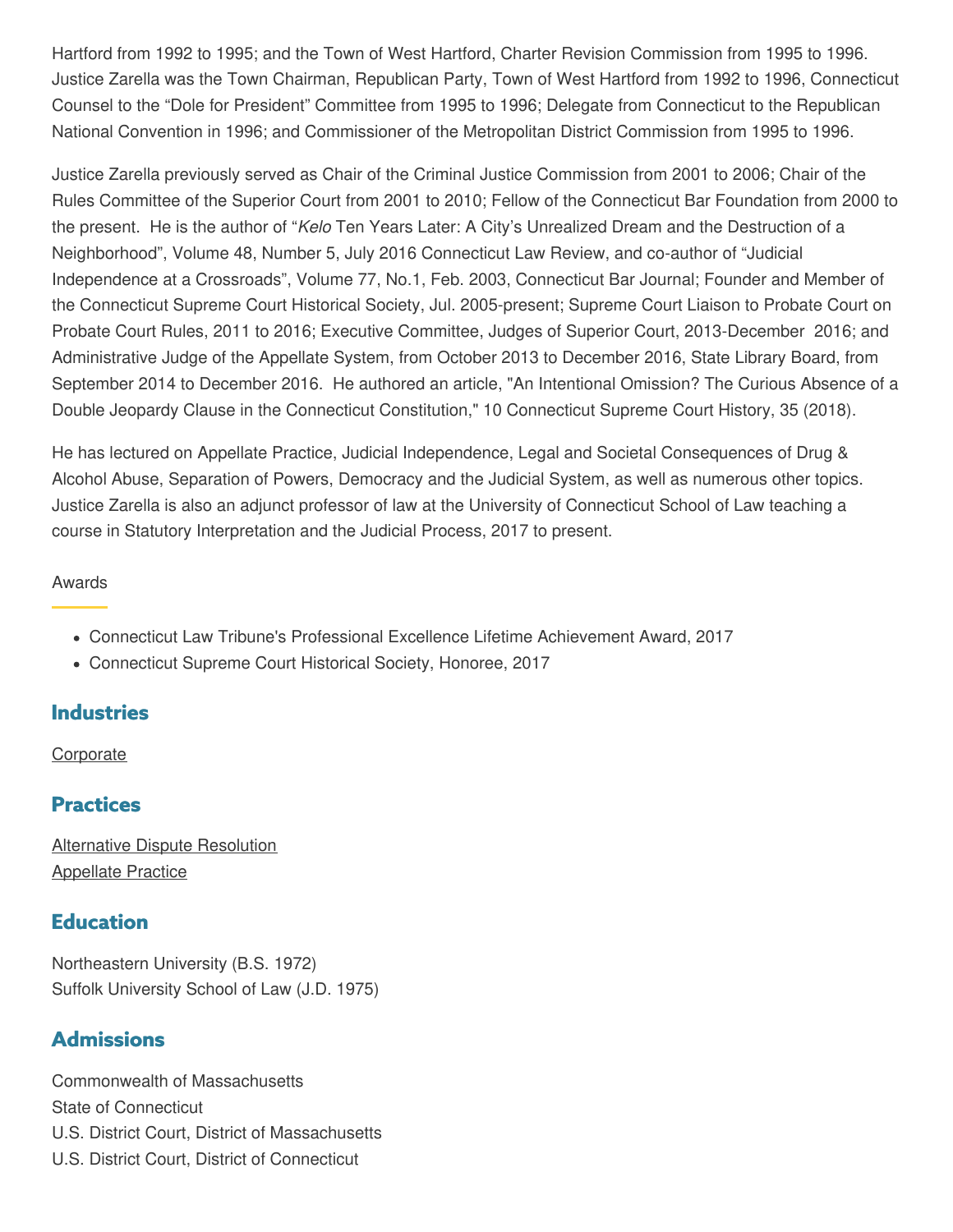Hartford from 1992 to 1995; and the Town of West Hartford, Charter Revision Commission from 1995 to 1996. Justice Zarella was the Town Chairman, Republican Party, Town of West Hartford from 1992 to 1996, Connecticut Counsel to the "Dole for President" Committee from 1995 to 1996; Delegate from Connecticut to the Republican National Convention in 1996; and Commissioner of the Metropolitan District Commission from 1995 to 1996.

Justice Zarella previously served as Chair of the Criminal Justice Commission from 2001 to 2006; Chair of the Rules Committee of the Superior Court from 2001 to 2010; Fellow of the Connecticut Bar Foundation from 2000 to the present. He is the author of "*Kelo* Ten Years Later: A City's Unrealized Dream and the Destruction of a Neighborhood", Volume 48, Number 5, July 2016 Connecticut Law Review, and co-author of "Judicial Independence at a Crossroads", Volume 77, No.1, Feb. 2003, Connecticut Bar Journal; Founder and Member of the Connecticut Supreme Court Historical Society, Jul. 2005-present; Supreme Court Liaison to Probate Court on Probate Court Rules, 2011 to 2016; Executive Committee, Judges of Superior Court, 2013-December 2016; and Administrative Judge of the Appellate System, from October 2013 to December 2016, State Library Board, from September 2014 to December 2016. He authored an article, "An Intentional Omission? The Curious Absence of a Double Jeopardy Clause in the Connecticut Constitution," 10 Connecticut Supreme Court History, 35 (2018).

He has lectured on Appellate Practice, Judicial Independence, Legal and Societal Consequences of Drug & Alcohol Abuse, Separation of Powers, Democracy and the Judicial System, as well as numerous other topics. Justice Zarella is also an adjunct professor of law at the University of Connecticut School of Law teaching a course in Statutory Interpretation and the Judicial Process, 2017 to present.

Awards

- Connecticut Law Tribune's Professional Excellence Lifetime Achievement Award, 2017
- Connecticut Supreme Court Historical Society, Honoree, 2017

## Industries

Corporate

## Practices

Alternative Dispute Resolution
Appellate Practice

## Education

Northeastern University (B.S. 1972)
Suffolk University School of Law (J.D. 1975)

## Admissions

Commonwealth of Massachusetts
State of Connecticut
U.S. District Court, District of Massachusetts
U.S. District Court, District of Connecticut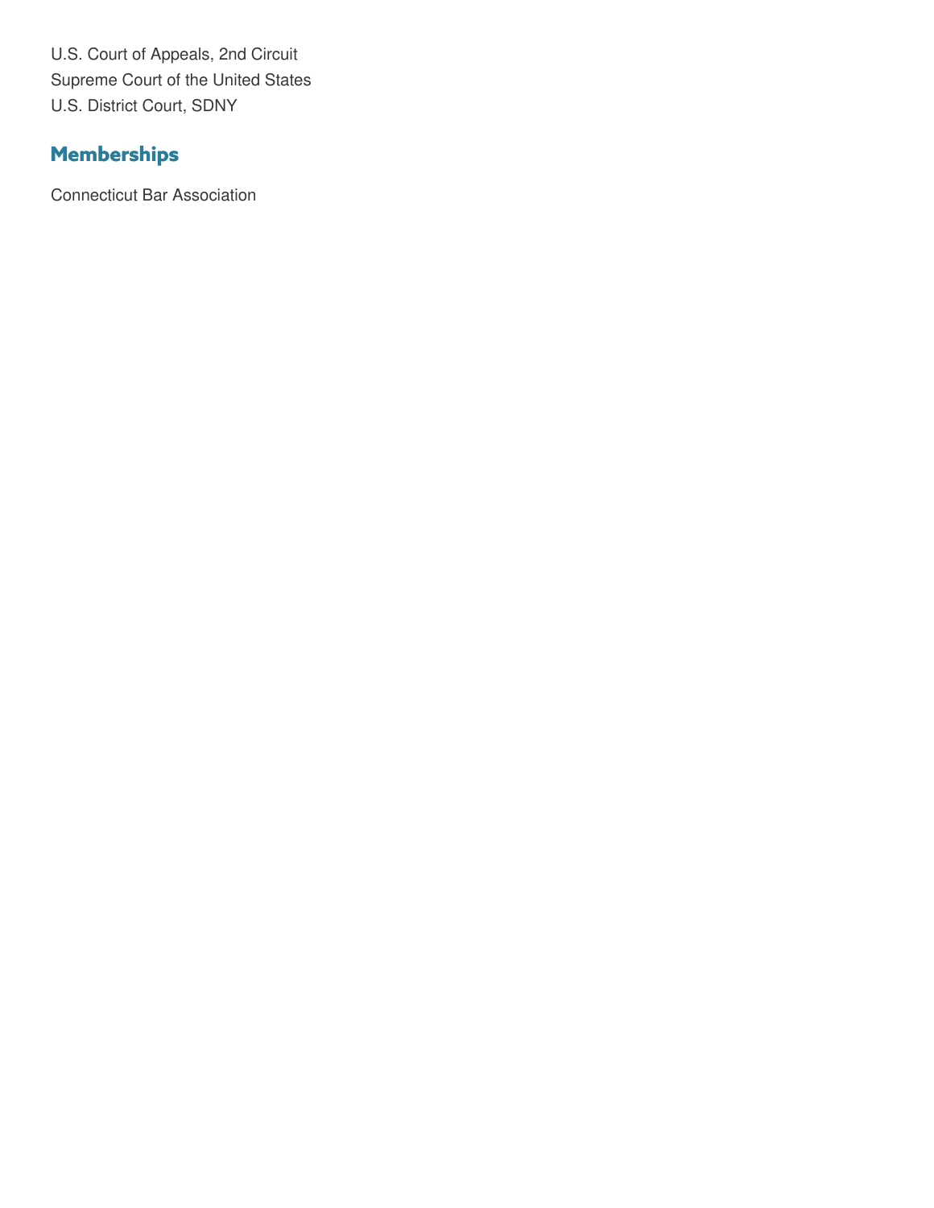U.S. Court of Appeals, 2nd Circuit
Supreme Court of the United States
U.S. District Court, SDNY

## Memberships

Connecticut Bar Association